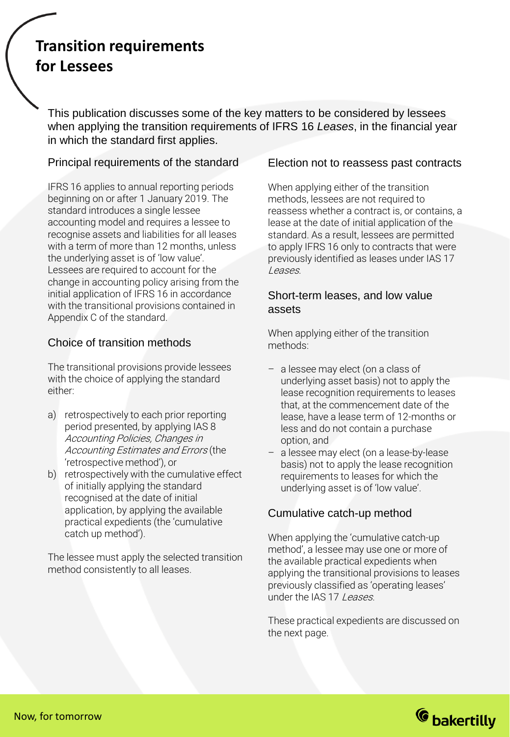# Transition requirements for Lessees

This publication discusses some of the key matters to be considered by lessees when applying the transition requirements of IFRS 16 *Leases*, in the financial year in which the standard first applies.

## Principal requirements of the standard

IFRS 16 applies to annual reporting periods beginning on or after 1 January 2019. The standard introduces a single lessee accounting model and requires a lessee to recognise assets and liabilities for all leases with a term of more than 12 months, unless the underlying asset is of 'low value'. Lessees are required to account for the change in accounting policy arising from the initial application of IFRS 16 in accordance with the transitional provisions contained in Appendix C of the standard.

## Choice of transition methods

The transitional provisions provide lessees with the choice of applying the standard either:

a) retrospectively to each prior reporting period presented, by applying IAS 8 *Accounting Policies, Changes in Accounting Estimates and Errors* (the 'retrospective method'), or
b) retrospectively with the cumulative effect of initially applying the standard recognised at the date of initial application, by applying the available practical expedients (the 'cumulative catch up method').

The lessee must apply the selected transition method consistently to all leases.

## Election not to reassess past contracts

When applying either of the transition methods, lessees are not required to reassess whether a contract is, or contains, a lease at the date of initial application of the standard. As a result, lessees are permitted to apply IFRS 16 only to contracts that were previously identified as leases under IAS 17 *Leases*.

## Short-term leases, and low value assets

When applying either of the transition methods:

- a lessee may elect (on a class of underlying asset basis) not to apply the lease recognition requirements to leases that, at the commencement date of the lease, have a lease term of 12-months or less and do not contain a purchase option, and
- a lessee may elect (on a lease-by-lease basis) not to apply the lease recognition requirements to leases for which the underlying asset is of 'low value'.

## Cumulative catch-up method

When applying the 'cumulative catch-up method', a lessee may use one or more of the available practical expedients when applying the transitional provisions to leases previously classified as 'operating leases' under the IAS 17 *Leases*.

These practical expedients are discussed on the next page.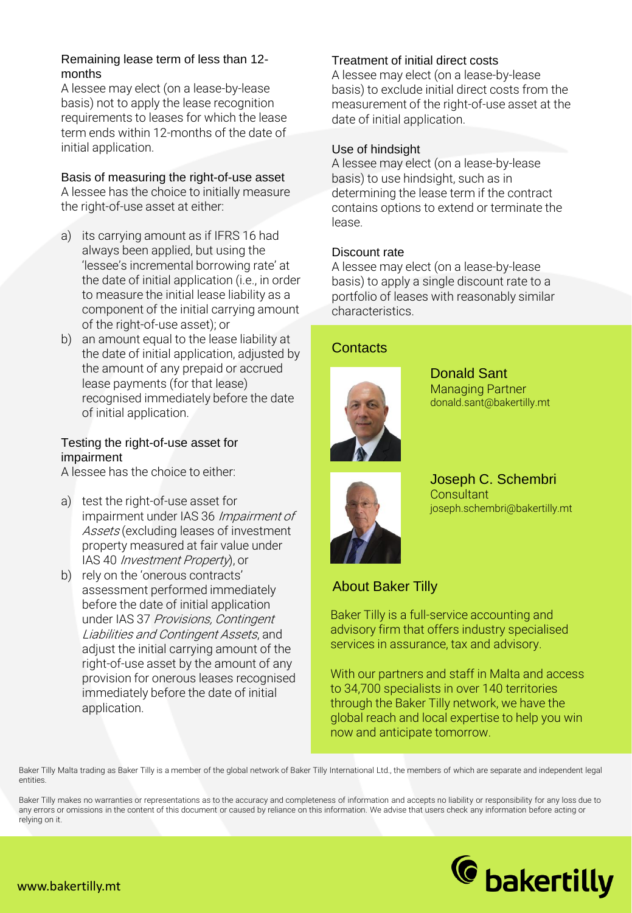### Remaining lease term of less than 12-months

A lessee may elect (on a lease-by-lease basis) not to apply the lease recognition requirements to leases for which the lease term ends within 12-months of the date of initial application.

### Basis of measuring the right-of-use asset

A lessee has the choice to initially measure the right-of-use asset at either:

a) its carrying amount as if IFRS 16 had always been applied, but using the 'lessee's incremental borrowing rate' at the date of initial application (i.e., in order to measure the initial lease liability as a component of the initial carrying amount of the right-of-use asset); or
b) an amount equal to the lease liability at the date of initial application, adjusted by the amount of any prepaid or accrued lease payments (for that lease) recognised immediately before the date of initial application.

### Testing the right-of-use asset for impairment

A lessee has the choice to either:

a) test the right-of-use asset for impairment under IAS 36 *Impairment of Assets* (excluding leases of investment property measured at fair value under IAS 40 *Investment Property*), or
b) rely on the 'onerous contracts' assessment performed immediately before the date of initial application under IAS 37 *Provisions, Contingent Liabilities and Contingent Assets*, and adjust the initial carrying amount of the right-of-use asset by the amount of any provision for onerous leases recognised immediately before the date of initial application.

### Treatment of initial direct costs

A lessee may elect (on a lease-by-lease basis) to exclude initial direct costs from the measurement of the right-of-use asset at the date of initial application.

### Use of hindsight

A lessee may elect (on a lease-by-lease basis) to use hindsight, such as in determining the lease term if the contract contains options to extend or terminate the lease.

### Discount rate

A lessee may elect (on a lease-by-lease basis) to apply a single discount rate to a portfolio of leases with reasonably similar characteristics.

## Contacts

**Donald Sant**
Managing Partner
donald.sant@bakertilly.mt

**Joseph C. Schembri**
Consultant
joseph.schembri@bakertilly.mt

## About Baker Tilly

Baker Tilly is a full-service accounting and advisory firm that offers industry specialised services in assurance, tax and advisory.

With our partners and staff in Malta and access to 34,700 specialists in over 140 territories through the Baker Tilly network, we have the global reach and local expertise to help you win now and anticipate tomorrow.

Baker Tilly Malta trading as Baker Tilly is a member of the global network of Baker Tilly International Ltd., the members of which are separate and independent legal entities.

Baker Tilly makes no warranties or representations as to the accuracy and completeness of information and accepts no liability or responsibility for any loss due to any errors or omissions in the content of this document or caused by reliance on this information. We advise that users check any information before acting or relying on it.

www.bakertilly.mt

bakertilly